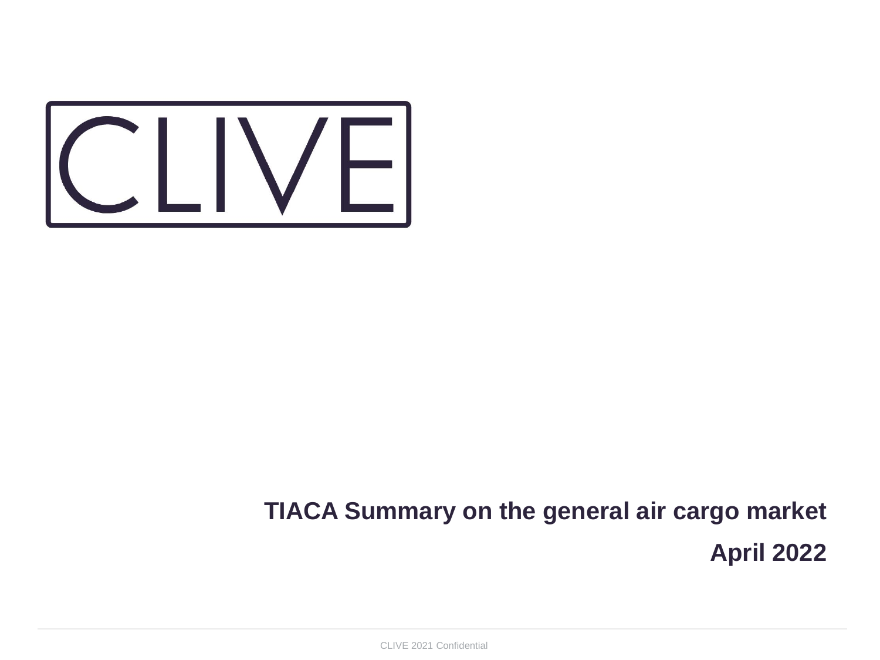CLIVE

# TIACA Summary on the general air cargo market

## April 2022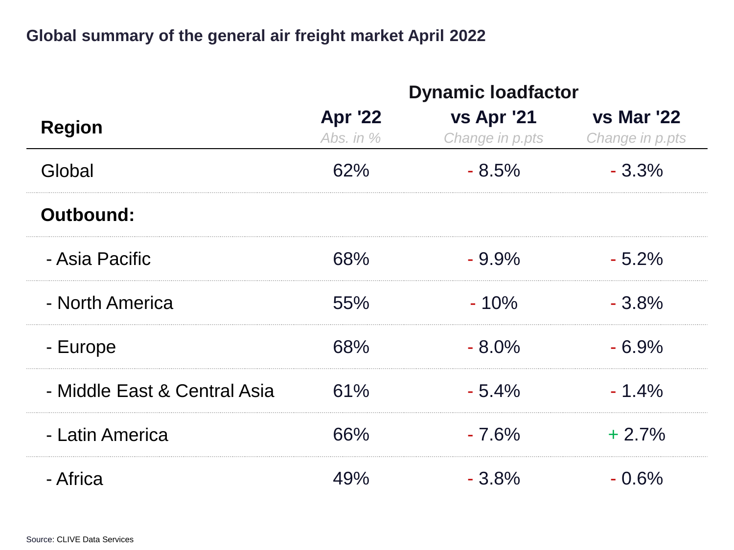## Global summary of the general air freight market April 2022

| Region | Dynamic loadfactor | | |
|---|---|---|---|
| | Apr '22 *Abs. in %* | vs Apr '21 *Change in p.pts* | vs Mar '22 *Change in p.pts* |
| Global | 62% | - 8.5% | - 3.3% |
| **Outbound:** | | | |
| - Asia Pacific | 68% | - 9.9% | - 5.2% |
| - North America | 55% | - 10% | - 3.8% |
| - Europe | 68% | - 8.0% | - 6.9% |
| - Middle East & Central Asia | 61% | - 5.4% | - 1.4% |
| - Latin America | 66% | - 7.6% | + 2.7% |
| - Africa | 49% | - 3.8% | - 0.6% |

Source: CLIVE Data Services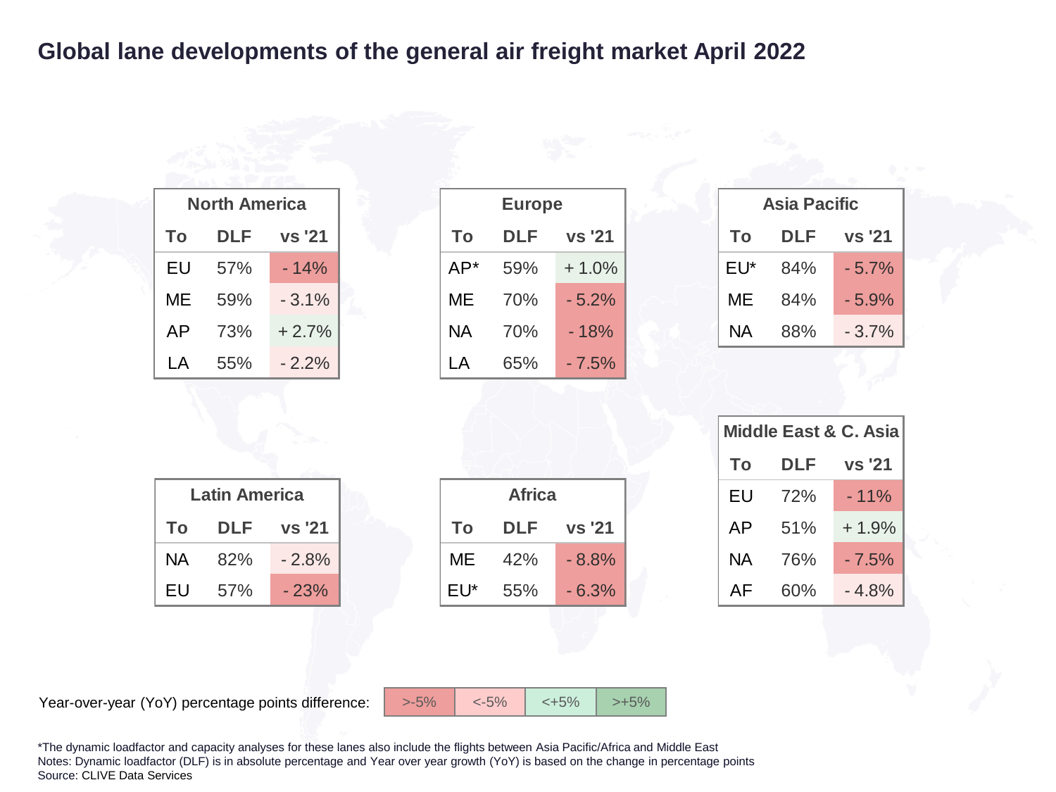# Global lane developments of the general air freight market April 2022

### North America

| To | DLF | vs '21 |
|---|---|---|
| EU | 57% | - 14% |
| ME | 59% | - 3.1% |
| AP | 73% | + 2.7% |
| LA | 55% | - 2.2% |

### Europe

| To | DLF | vs '21 |
|---|---|---|
| AP* | 59% | + 1.0% |
| ME | 70% | - 5.2% |
| NA | 70% | - 18% |
| LA | 65% | - 7.5% |

### Asia Pacific

| To | DLF | vs '21 |
|---|---|---|
| EU* | 84% | - 5.7% |
| ME | 84% | - 5.9% |
| NA | 88% | - 3.7% |

### Latin America

| To | DLF | vs '21 |
|---|---|---|
| NA | 82% | - 2.8% |
| EU | 57% | - 23% |

### Africa

| To | DLF | vs '21 |
|---|---|---|
| ME | 42% | - 8.8% |
| EU* | 55% | - 6.3% |

### Middle East & C. Asia

| To | DLF | vs '21 |
|---|---|---|
| EU | 72% | - 11% |
| AP | 51% | + 1.9% |
| NA | 76% | - 7.5% |
| AF | 60% | - 4.8% |

Year-over-year (YoY) percentage points difference: >-5% | <-5% | <+5% | >+5%

*The dynamic loadfactor and capacity analyses for these lanes also include the flights between Asia Pacific/Africa and Middle East
Notes: Dynamic loadfactor (DLF) is in absolute percentage and Year over year growth (YoY) is based on the change in percentage points
Source: CLIVE Data Services